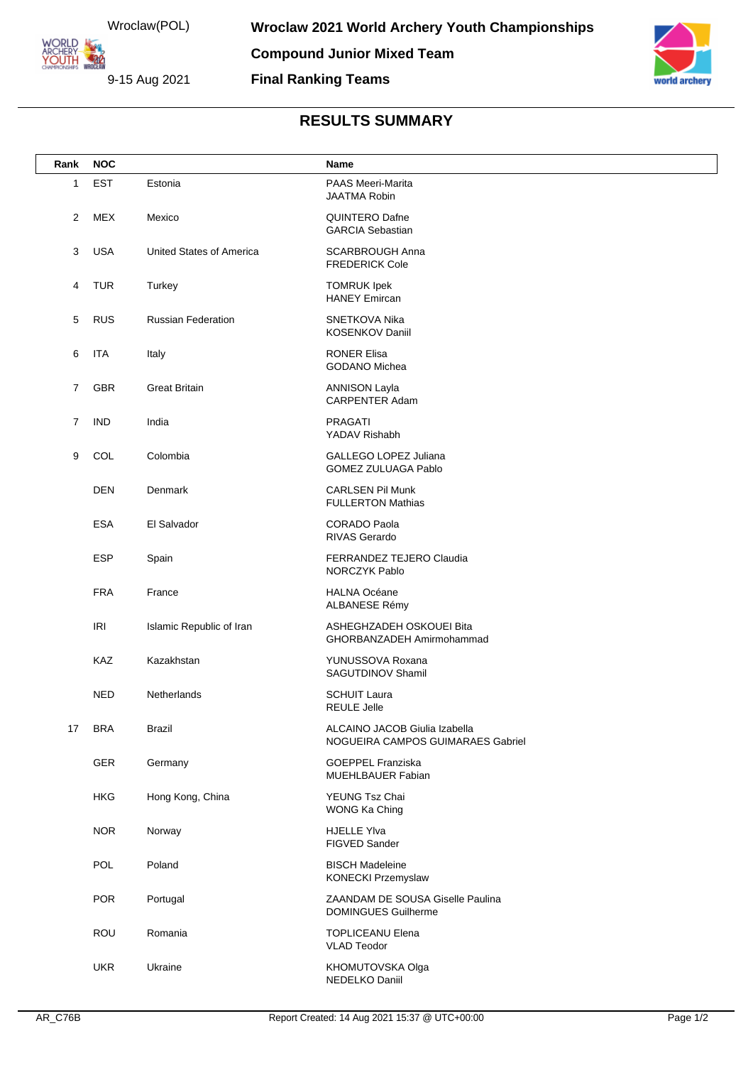Wroclaw(POL)

9-15 Aug 2021

# Wroclaw 2021 World Archery Youth Championships

## Compound Junior Mixed Team

## Final Ranking Teams

## RESULTS SUMMARY

| Rank | NOC | | Name |
|---|---|---|---|
| 1 | EST | Estonia | PAAS Meeri-Marita<br>JAATMA Robin |
| 2 | MEX | Mexico | QUINTERO Dafne<br>GARCIA Sebastian |
| 3 | USA | United States of America | SCARBROUGH Anna<br>FREDERICK Cole |
| 4 | TUR | Turkey | TOMRUK Ipek<br>HANEY Emircan |
| 5 | RUS | Russian Federation | SNETKOVA Nika<br>KOSENKOV Daniil |
| 6 | ITA | Italy | RONER Elisa<br>GODANO Michea |
| 7 | GBR | Great Britain | ANNISON Layla<br>CARPENTER Adam |
| 7 | IND | India | PRAGATI<br>YADAV Rishabh |
| 9 | COL | Colombia | GALLEGO LOPEZ Juliana<br>GOMEZ ZULUAGA Pablo |
| | DEN | Denmark | CARLSEN Pil Munk<br>FULLERTON Mathias |
| | ESA | El Salvador | CORADO Paola<br>RIVAS Gerardo |
| | ESP | Spain | FERRANDEZ TEJERO Claudia<br>NORCZYK Pablo |
| | FRA | France | HALNA Océane<br>ALBANESE Rémy |
| | IRI | Islamic Republic of Iran | ASHEGHZADEH OSKOUEI Bita<br>GHORBANZADEH Amirmohammad |
| | KAZ | Kazakhstan | YUNUSSOVA Roxana<br>SAGUTDINOV Shamil |
| | NED | Netherlands | SCHUIT Laura<br>REULE Jelle |
| 17 | BRA | Brazil | ALCAINO JACOB Giulia Izabella<br>NOGUEIRA CAMPOS GUIMARAES Gabriel |
| | GER | Germany | GOEPPEL Franziska<br>MUEHLBAUER Fabian |
| | HKG | Hong Kong, China | YEUNG Tsz Chai<br>WONG Ka Ching |
| | NOR | Norway | HJELLE Ylva<br>FIGVED Sander |
| | POL | Poland | BISCH Madeleine<br>KONECKI Przemyslaw |
| | POR | Portugal | ZAANDAM DE SOUSA Giselle Paulina<br>DOMINGUES Guilherme |
| | ROU | Romania | TOPLICEANU Elena<br>VLAD Teodor |
| | UKR | Ukraine | KHOMUTOVSKA Olga<br>NEDELKO Daniil |

AR_C76B

Report Created: 14 Aug 2021 15:37 @ UTC+00:00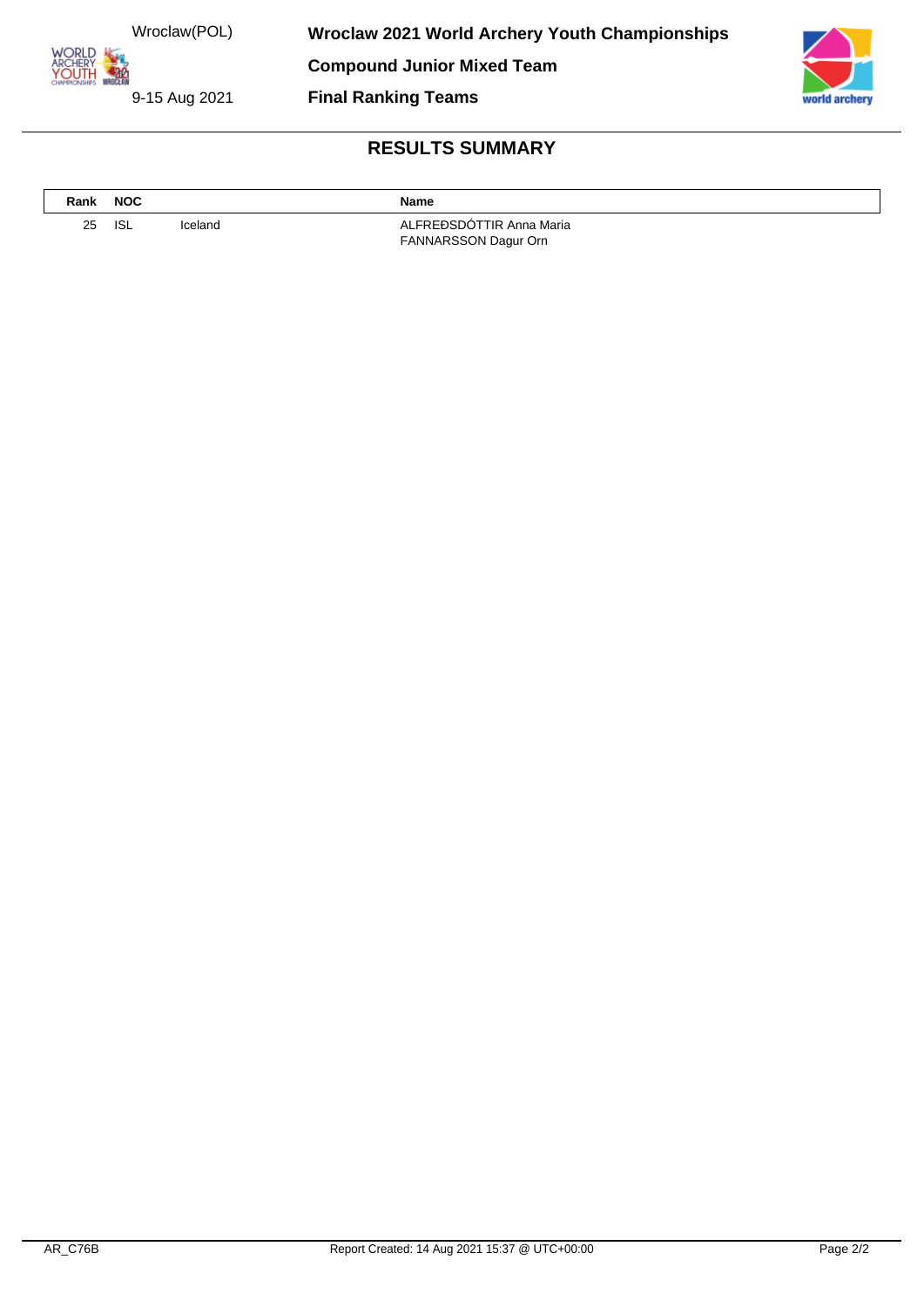## RESULTS SUMMARY

| Rank | NOC | | Name |
|---|---|---|---|
| 25 | ISL | Iceland | ALFREÐSDÓTTIR Anna Maria<br>FANNARSSON Dagur Orn |